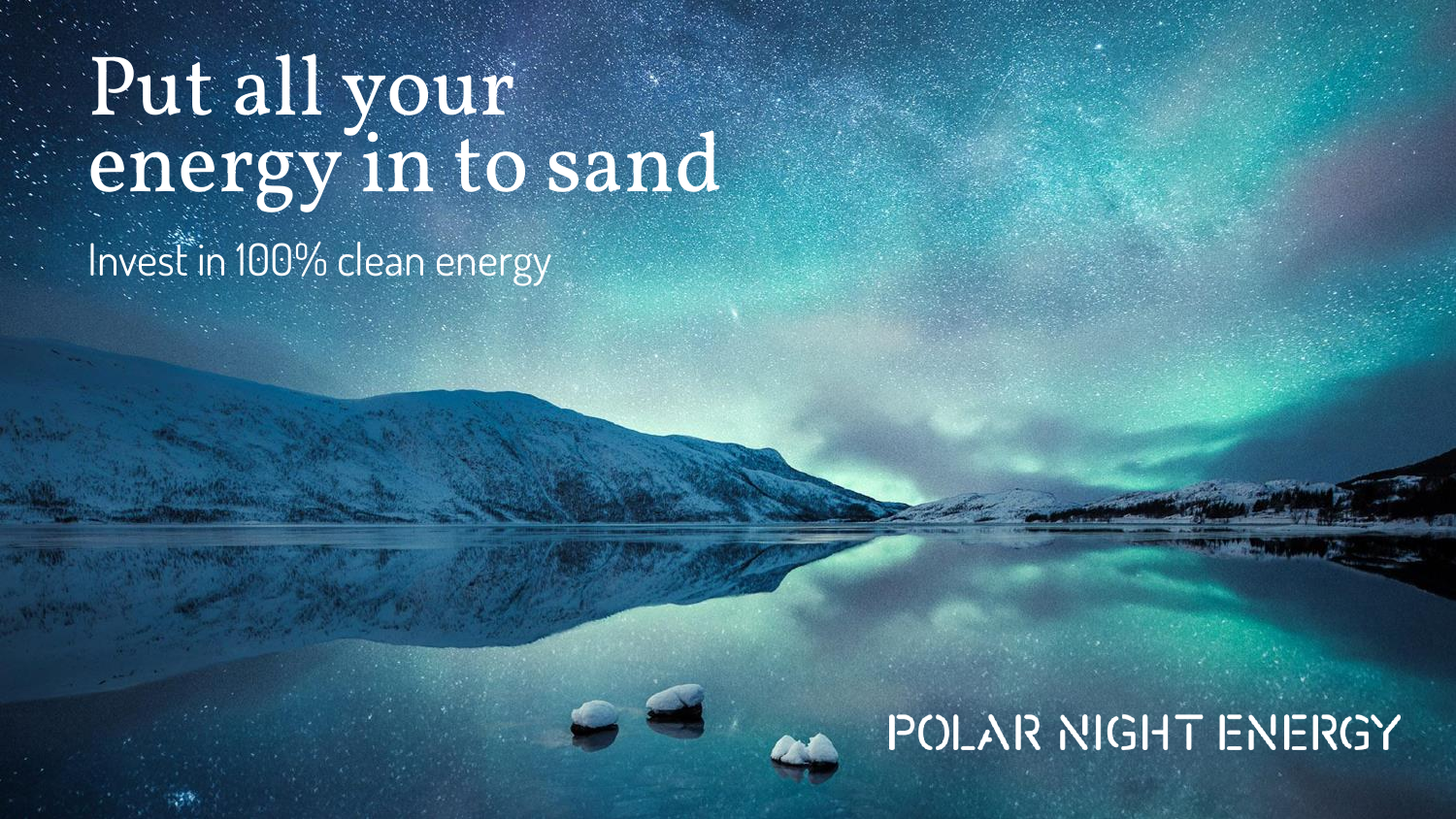# Put all your energy in to sand

Invest in 100% clean energy

POLAR NIGHT ENERGY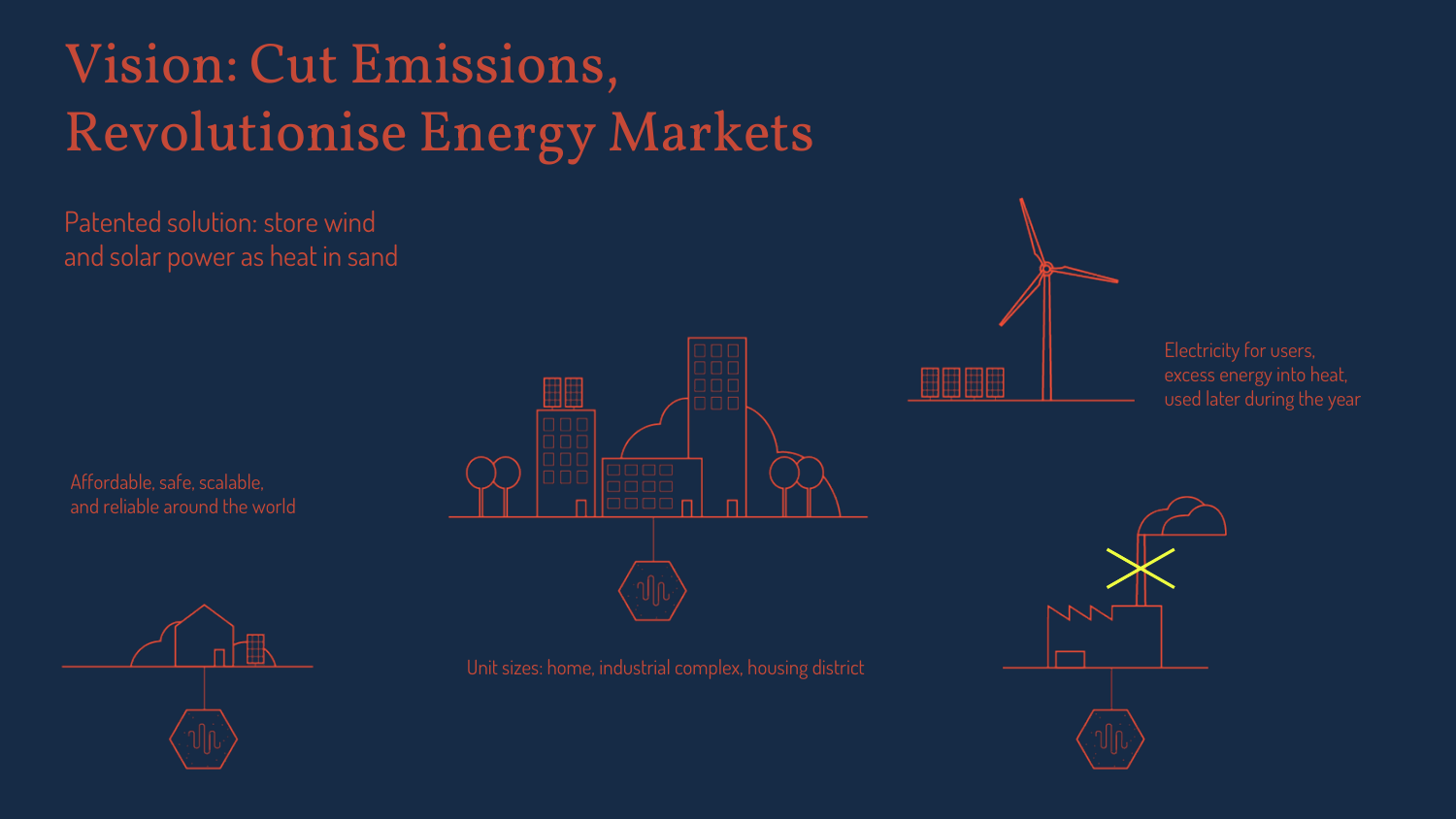# Vision: Cut Emissions, Revolutionise Energy Markets

Patented solution: store wind and solar power as heat in sand

Electricity for users, excess energy into heat, used later during the year

Affordable, safe, scalable, and reliable around the world

Unit sizes: home, industrial complex, housing district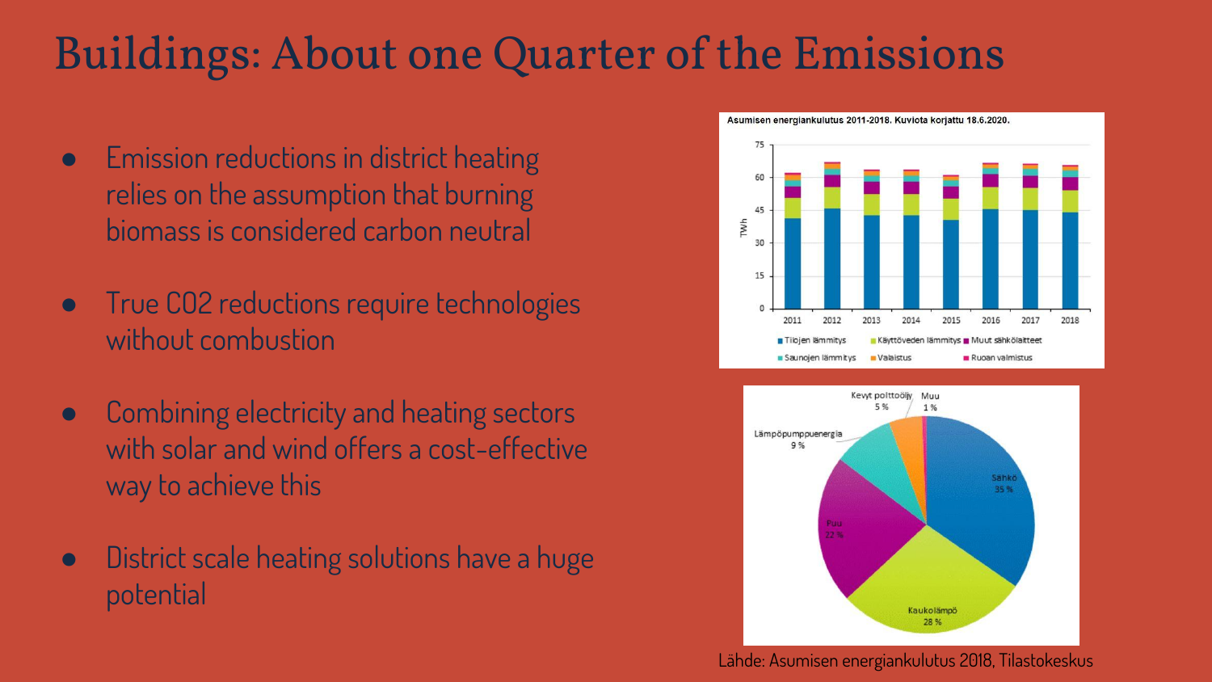# Buildings: About one Quarter of the Emissions

- Emission reductions in district heating relies on the assumption that burning biomass is considered carbon neutral
- True CO2 reductions require technologies without combustion
- Combining electricity and heating sectors with solar and wind offers a cost-effective way to achieve this
- District scale heating solutions have a huge potential

Asumisen energiankulutus 2011-2018. Kuviota korjattu 18.6.2020.

Lähde: Asumisen energiankulutus 2018, Tilastokeskus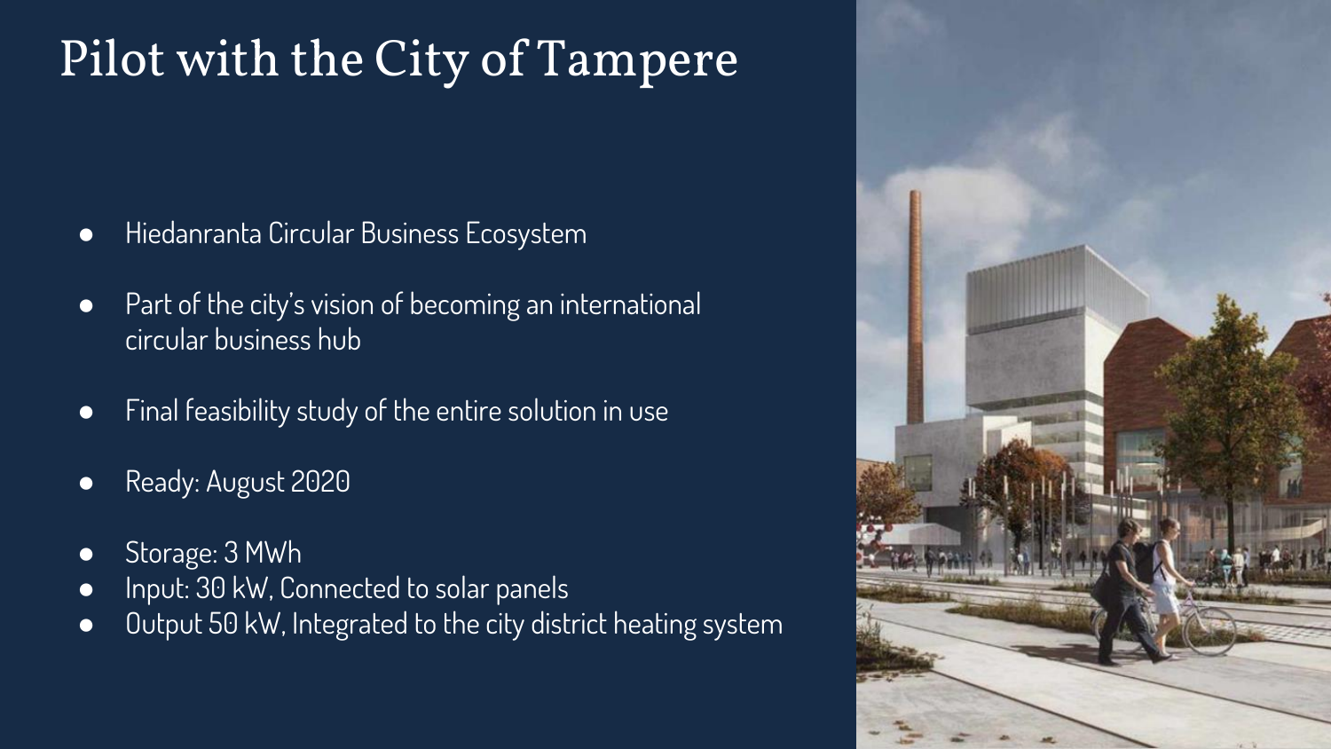# Pilot with the City of Tampere

- Hiedanranta Circular Business Ecosystem
- Part of the city's vision of becoming an international circular business hub
- Final feasibility study of the entire solution in use
- Ready: August 2020
- Storage: 3 MWh
- Input: 30 kW, Connected to solar panels
- Output 50 kW, Integrated to the city district heating system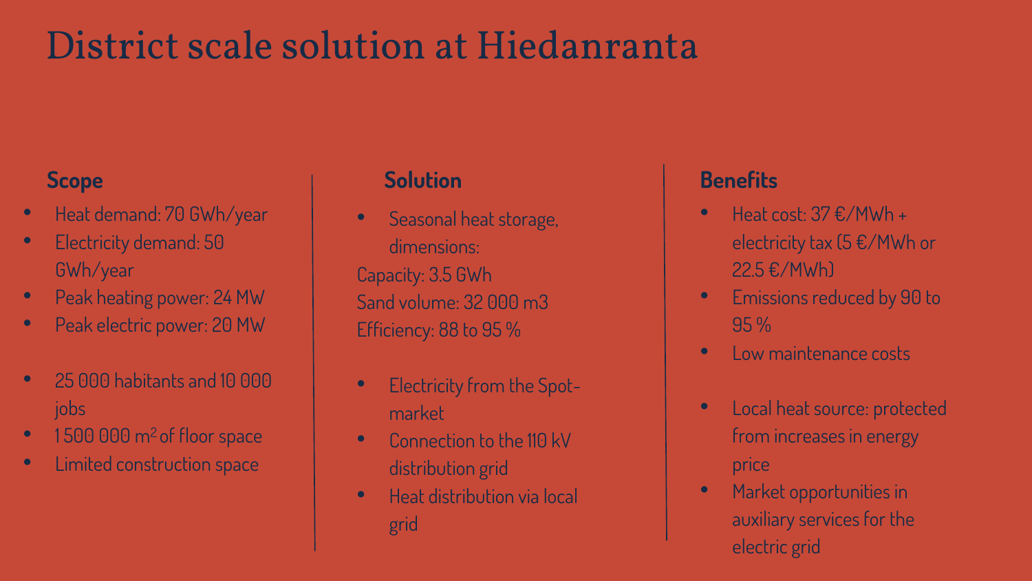# District scale solution at Hiedanranta

### Scope

- Heat demand: 70 GWh/year
- Electricity demand: 50 GWh/year
- Peak heating power: 24 MW
- Peak electric power: 20 MW

- 25 000 habitants and 10 000 jobs
- 1 500 000 m$^2$ of floor space
- Limited construction space

### Solution

- Seasonal heat storage, dimensions:

Capacity: 3.5 GWh
Sand volume: 32 000 m3
Efficiency: 88 to 95 %

- Electricity from the Spot-market
- Connection to the 110 kV distribution grid
- Heat distribution via local grid

### Benefits

- Heat cost: 37 €/MWh + electricity tax (5 €/MWh or 22.5 €/MWh)
- Emissions reduced by 90 to 95 %
- Low maintenance costs

- Local heat source: protected from increases in energy price
- Market opportunities in auxiliary services for the electric grid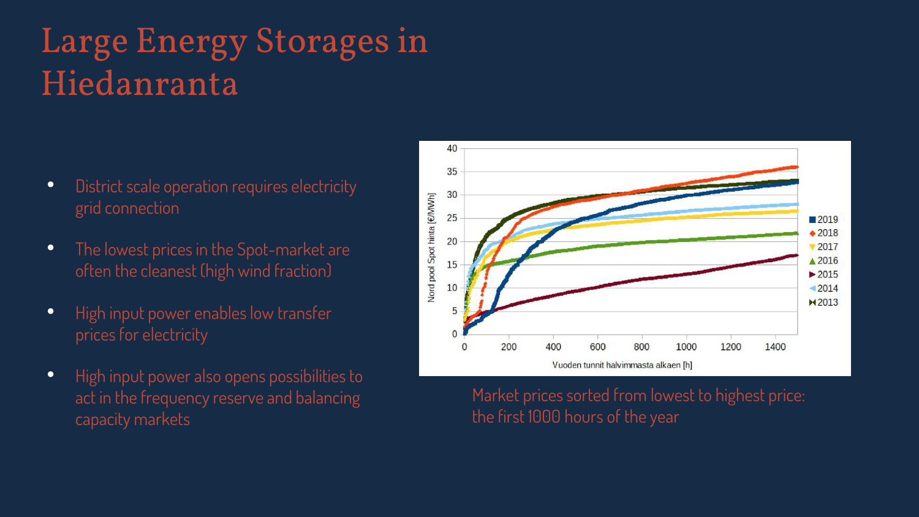# Large Energy Storages in Hiedanranta

- District scale operation requires electricity grid connection
- The lowest prices in the Spot-market are often the cleanest (high wind fraction)
- High input power enables low transfer prices for electricity
- High input power also opens possibilities to act in the frequency reserve and balancing capacity markets

Market prices sorted from lowest to highest price: the first 1000 hours of the year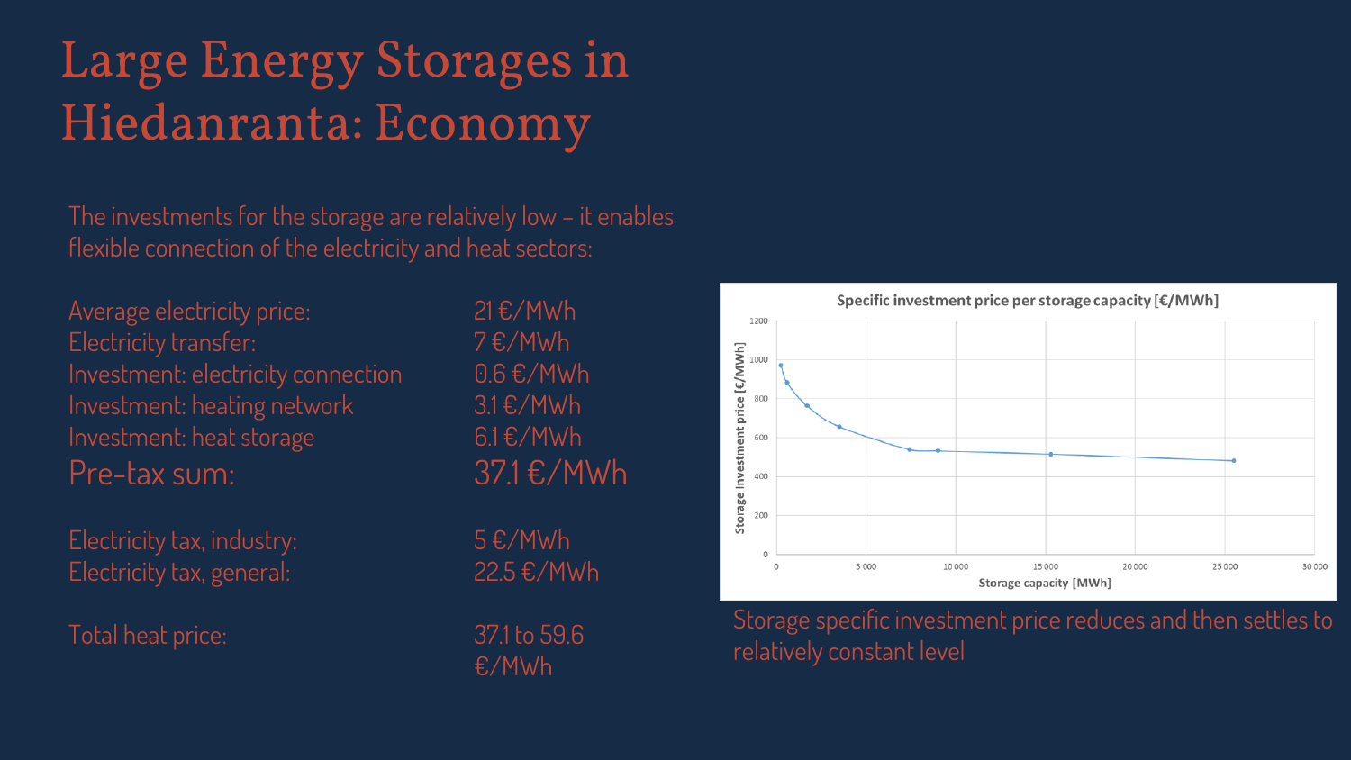# Large Energy Storages in Hiedanranta: Economy

The investments for the storage are relatively low – it enables flexible connection of the electricity and heat sectors:

| | |
|---|---|
| Average electricity price: | 21 €/MWh |
| Electricity transfer: | 7 €/MWh |
| Investment: electricity connection | 0.6 €/MWh |
| Investment: heating network | 3.1 €/MWh |
| Investment: heat storage | 6.1 €/MWh |
| **Pre-tax sum:** | **37.1 €/MWh** |
| Electricity tax, industry: | 5 €/MWh |
| Electricity tax, general: | 22.5 €/MWh |
| Total heat price: | 37.1 to 59.6 €/MWh |

Specific investment price per storage capacity [€/MWh]

Storage specific investment price reduces and then settles to relatively constant level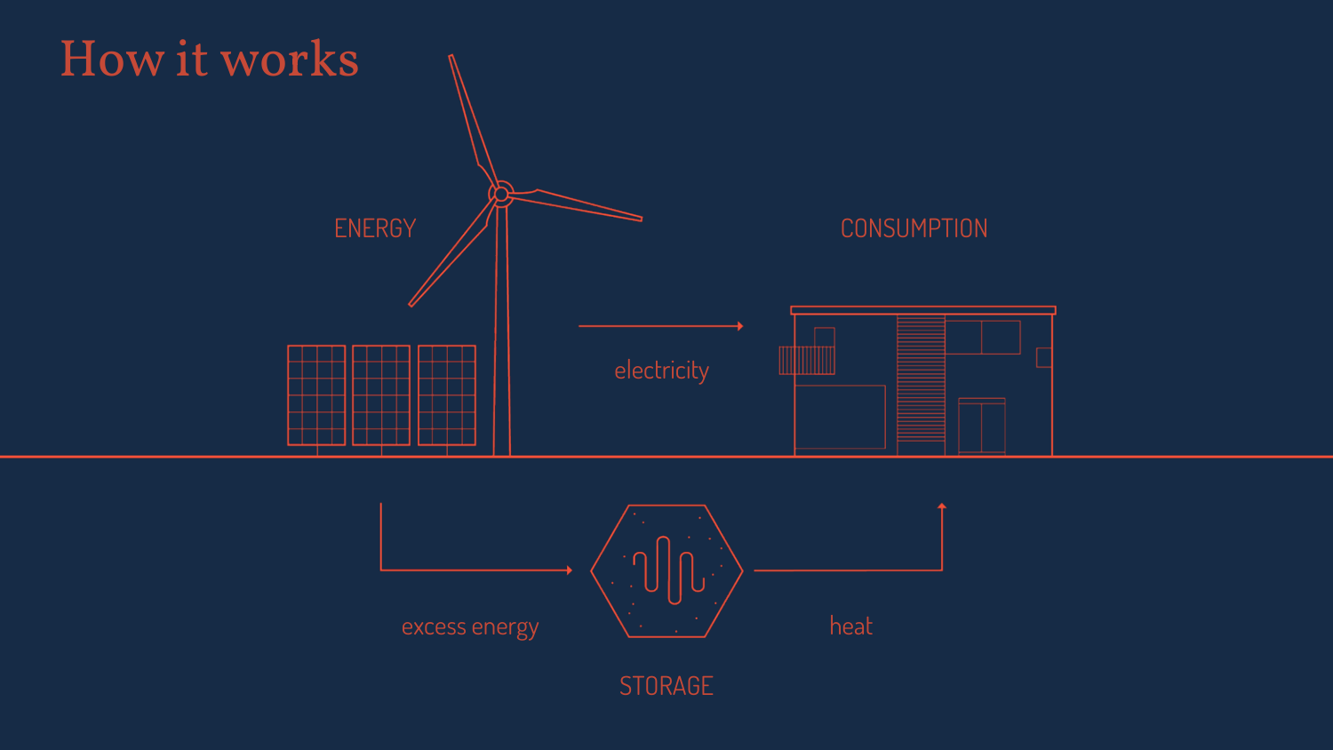# How it works

ENERGY

CONSUMPTION

electricity

excess energy

STORAGE

heat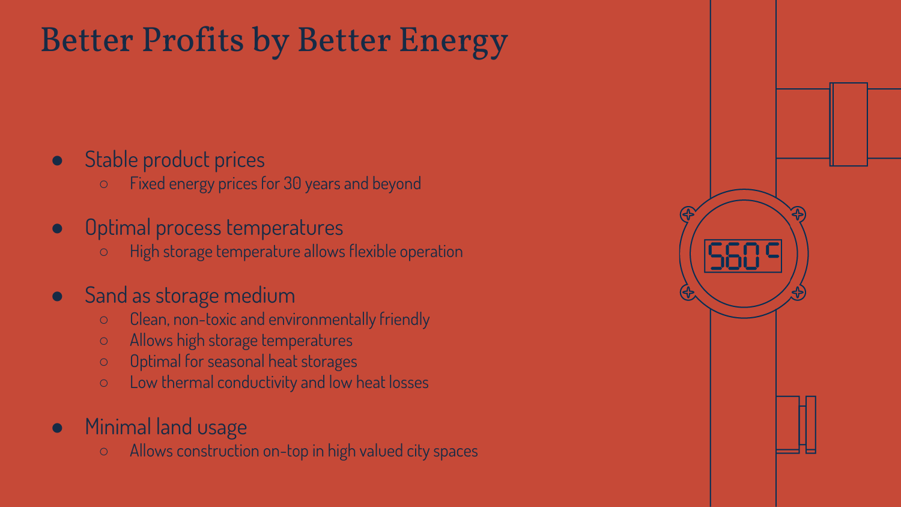# Better Profits by Better Energy

- Stable product prices
  - Fixed energy prices for 30 years and beyond
- Optimal process temperatures
  - High storage temperature allows flexible operation
- Sand as storage medium
  - Clean, non-toxic and environmentally friendly
  - Allows high storage temperatures
  - Optimal for seasonal heat storages
  - Low thermal conductivity and low heat losses
- Minimal land usage
  - Allows construction on-top in high valued city spaces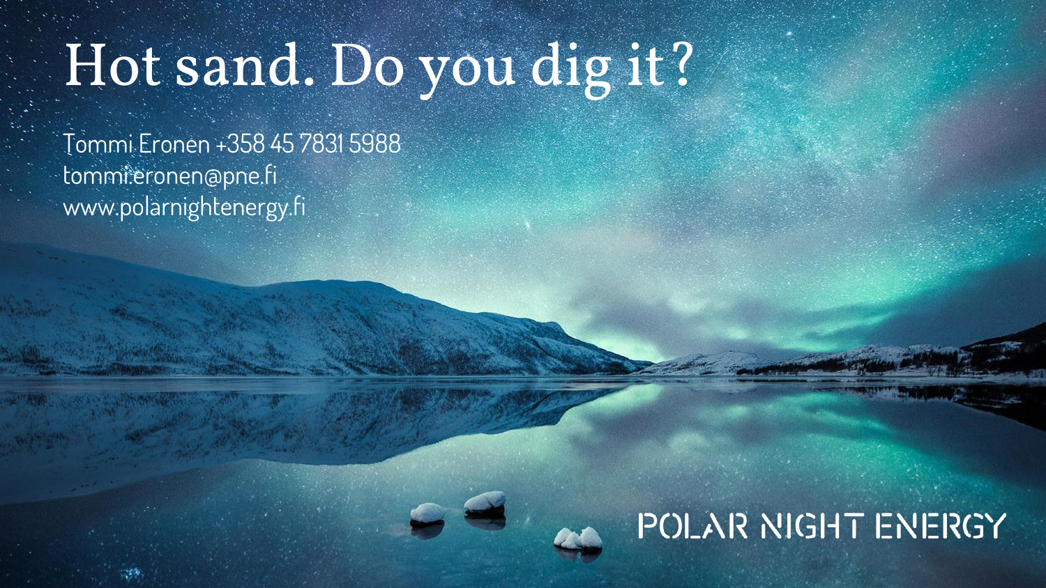# Hot sand. Do you dig it?

Tommi Eronen +358 45 7831 5988
tommi.eronen@pne.fi
www.polarnightenergy.fi

POLAR NIGHT ENERGY